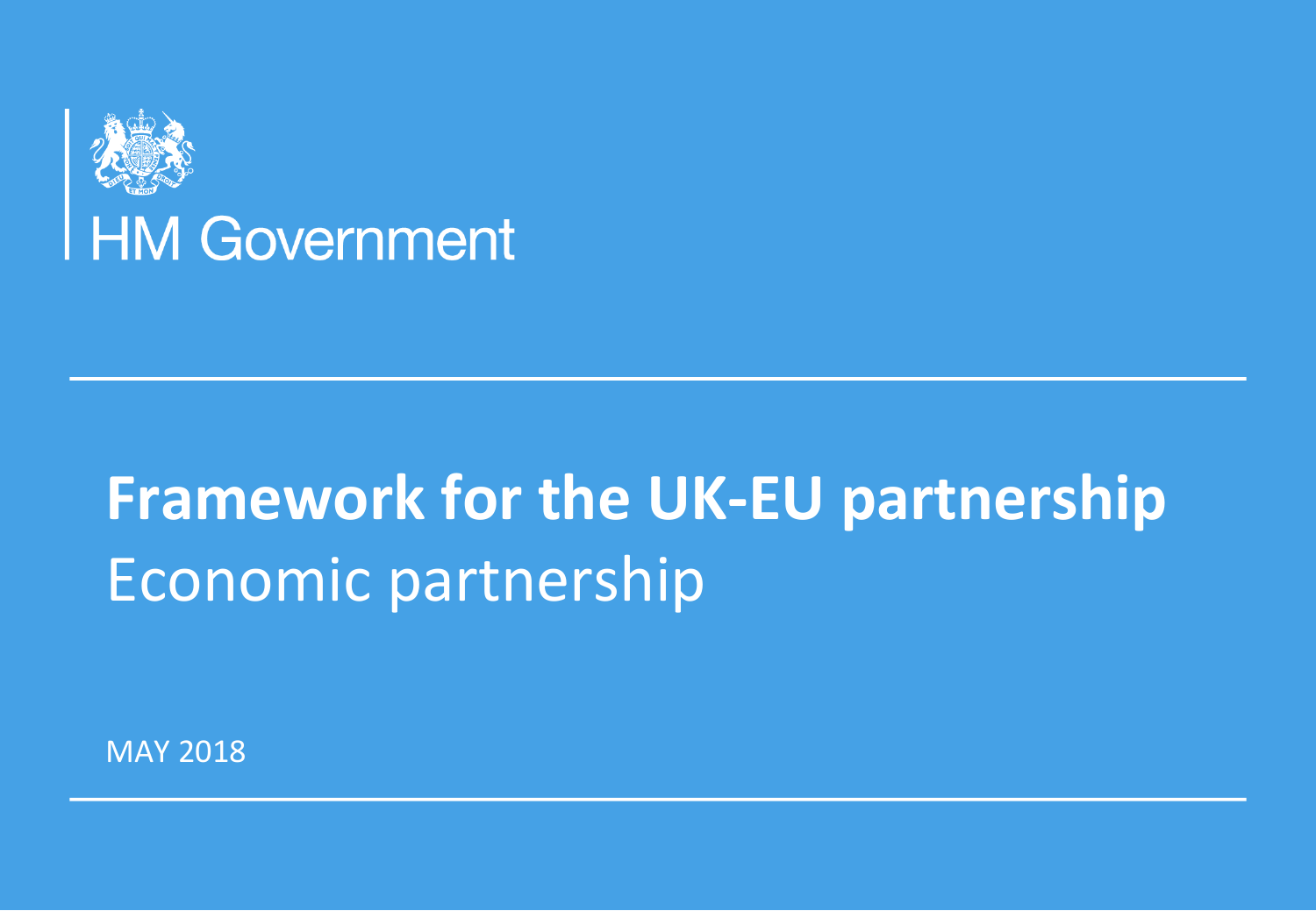HM Government

# Framework for the UK-EU partnership

## Economic partnership

MAY 2018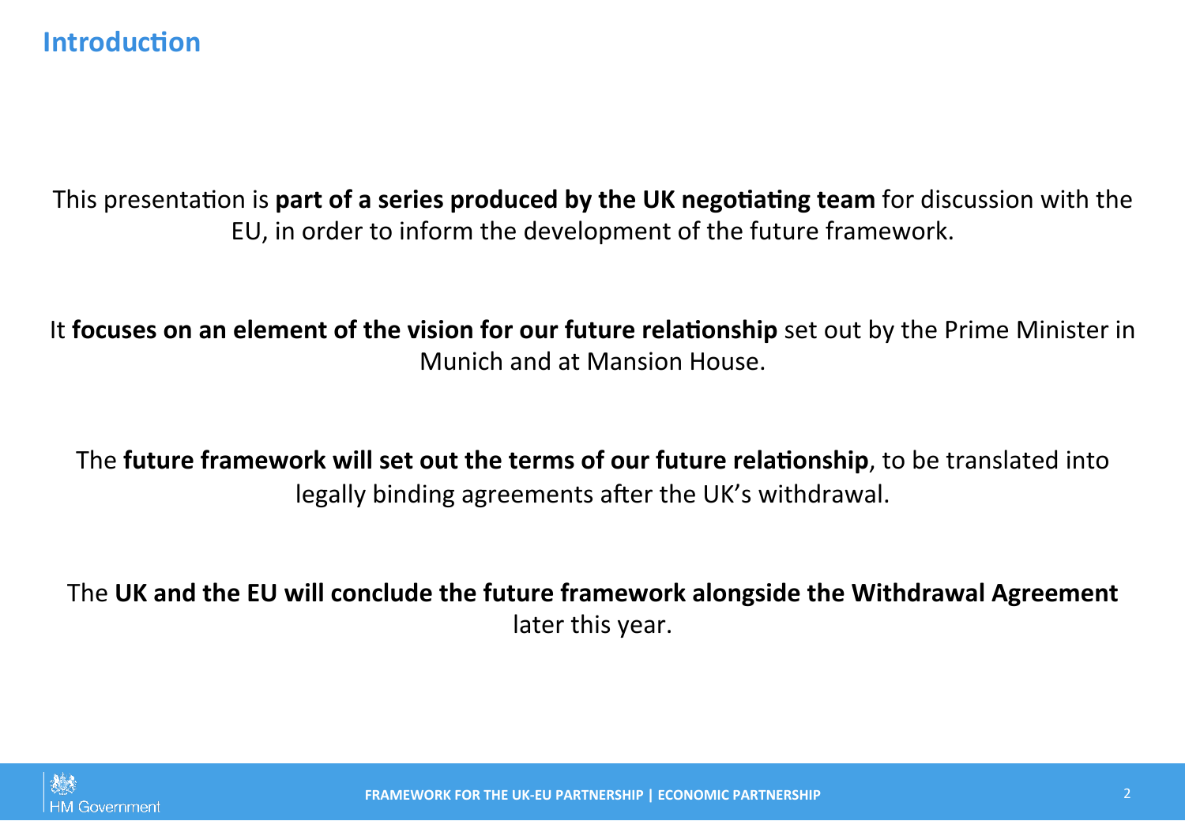## Introduction

This presentation is **part of a series produced by the UK negotiating team** for discussion with the EU, in order to inform the development of the future framework.

It **focuses on an element of the vision for our future relationship** set out by the Prime Minister in Munich and at Mansion House.

The **future framework will set out the terms of our future relationship**, to be translated into legally binding agreements after the UK's withdrawal.

The **UK and the EU will conclude the future framework alongside the Withdrawal Agreement** later this year.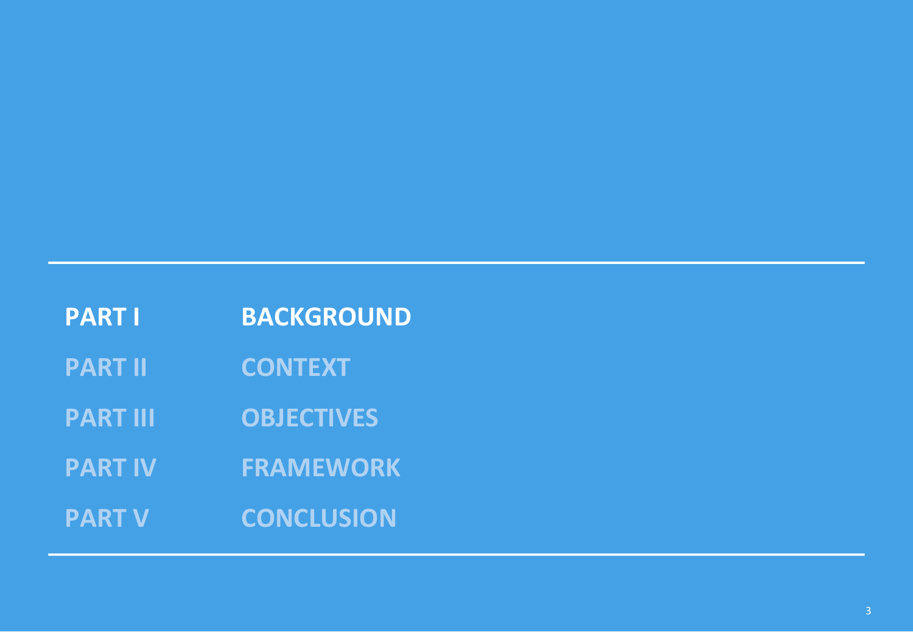| | |
|---|---|
| **PART I** | **BACKGROUND** |
| PART II | CONTEXT |
| PART III | OBJECTIVES |
| PART IV | FRAMEWORK |
| PART V | CONCLUSION |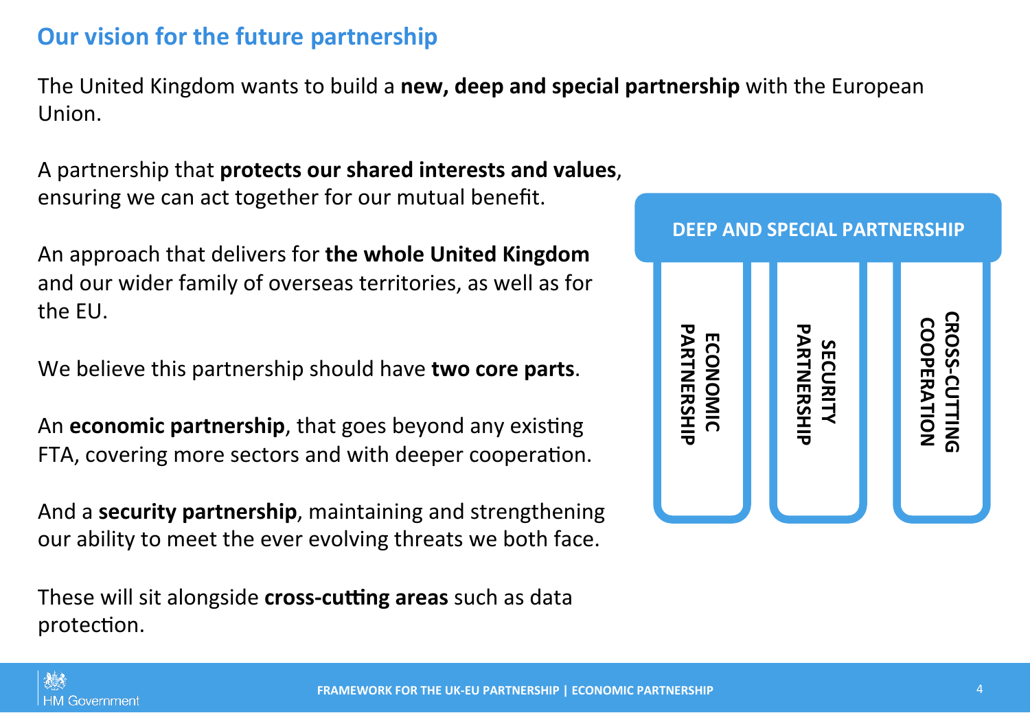## Our vision for the future partnership

The United Kingdom wants to build a **new, deep and special partnership** with the European Union.

A partnership that **protects our shared interests and values**, ensuring we can act together for our mutual benefit.

An approach that delivers for **the whole United Kingdom** and our wider family of overseas territories, as well as for the EU.

We believe this partnership should have **two core parts**.

An **economic partnership**, that goes beyond any existing FTA, covering more sectors and with deeper cooperation.

And a **security partnership**, maintaining and strengthening our ability to meet the ever evolving threats we both face.

These will sit alongside **cross-cutting areas** such as data protection.

**DEEP AND SPECIAL PARTNERSHIP**

- ECONOMIC PARTNERSHIP
- SECURITY PARTNERSHIP
- CROSS-CUTTING COOPERATION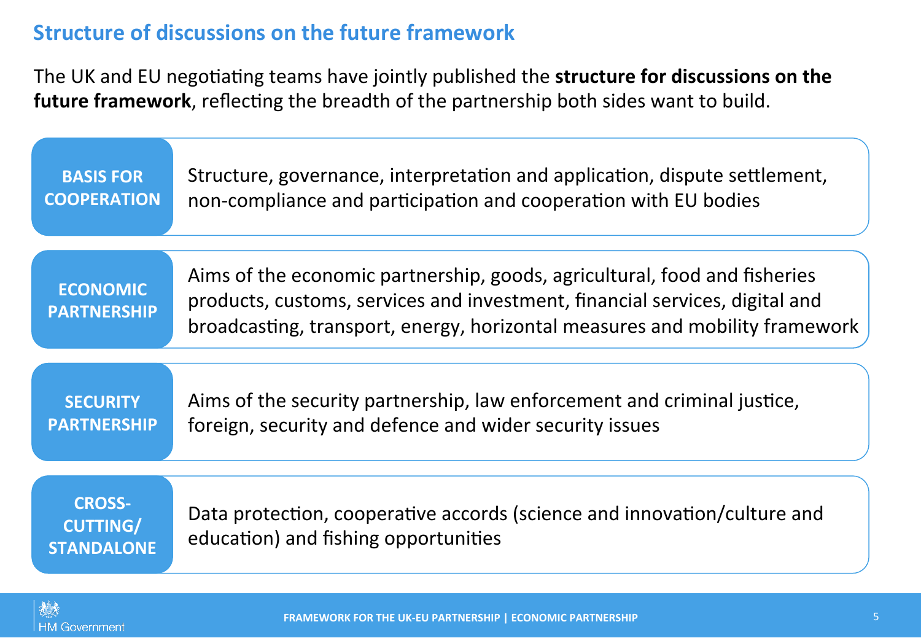## Structure of discussions on the future framework

The UK and EU negotiating teams have jointly published the **structure for discussions on the future framework**, reflecting the breadth of the partnership both sides want to build.

| | |
|---|---|
| **BASIS FOR COOPERATION** | Structure, governance, interpretation and application, dispute settlement, non-compliance and participation and cooperation with EU bodies |
| **ECONOMIC PARTNERSHIP** | Aims of the economic partnership, goods, agricultural, food and fisheries products, customs, services and investment, financial services, digital and broadcasting, transport, energy, horizontal measures and mobility framework |
| **SECURITY PARTNERSHIP** | Aims of the security partnership, law enforcement and criminal justice, foreign, security and defence and wider security issues |
| **CROSS-CUTTING/ STANDALONE** | Data protection, cooperative accords (science and innovation/culture and education) and fishing opportunities |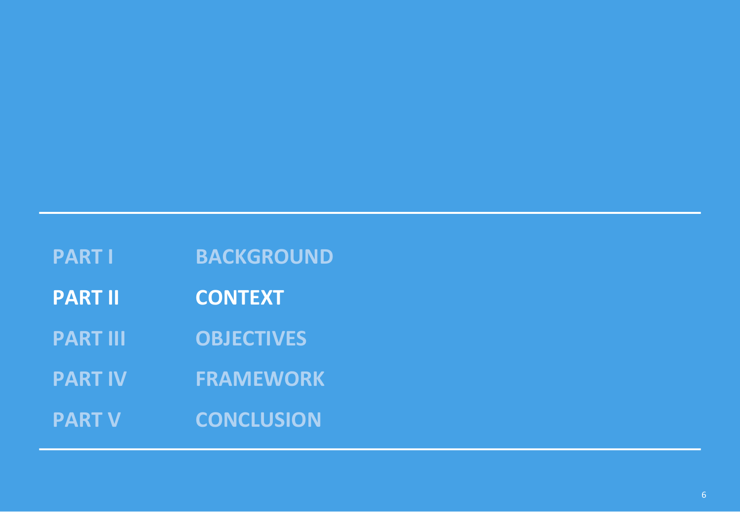| | |
|---|---|
| PART I | BACKGROUND |
| **PART II** | **CONTEXT** |
| PART III | OBJECTIVES |
| PART IV | FRAMEWORK |
| PART V | CONCLUSION |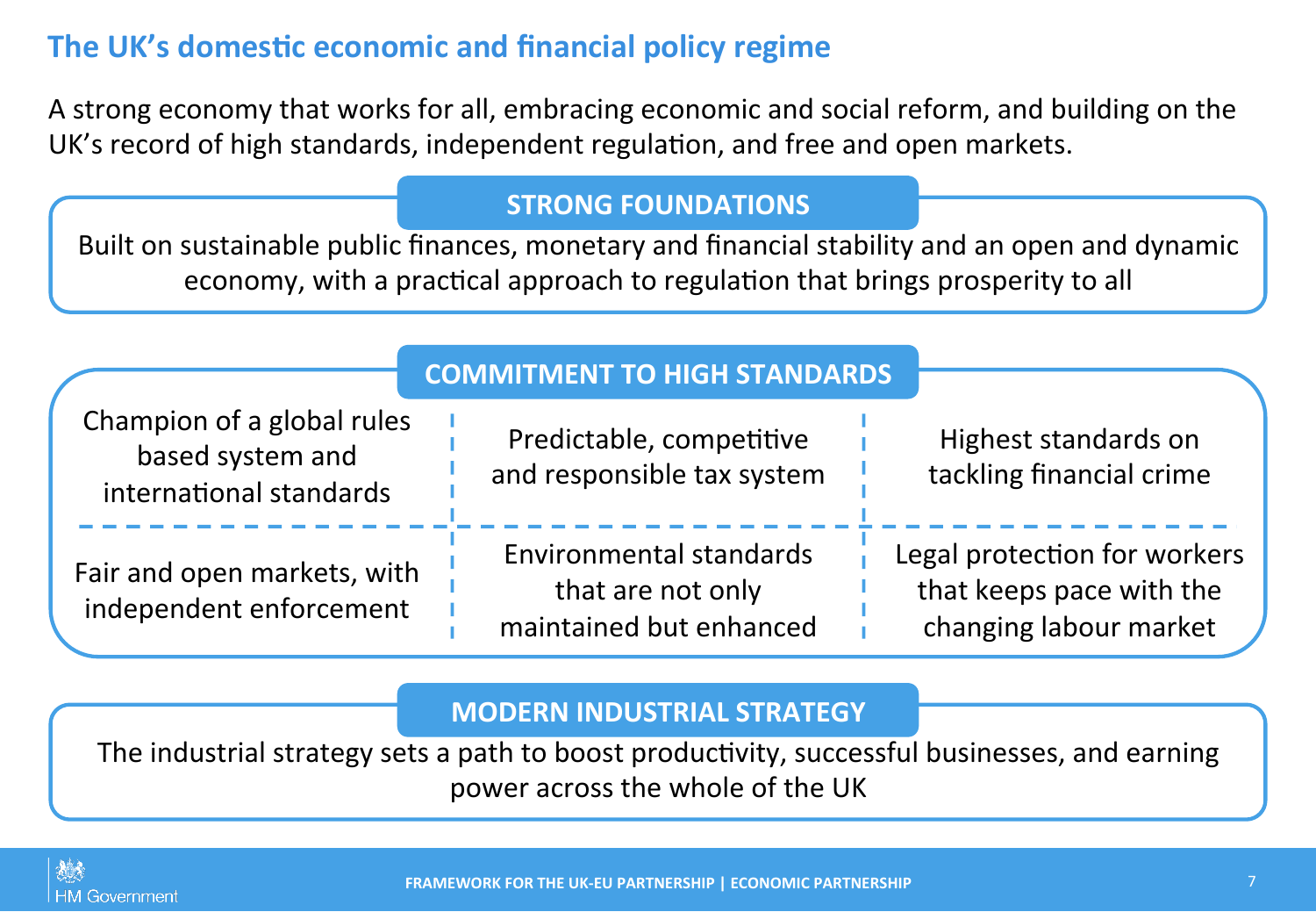# The UK's domestic economic and financial policy regime

A strong economy that works for all, embracing economic and social reform, and building on the UK's record of high standards, independent regulation, and free and open markets.

## STRONG FOUNDATIONS

Built on sustainable public finances, monetary and financial stability and an open and dynamic economy, with a practical approach to regulation that brings prosperity to all

## COMMITMENT TO HIGH STANDARDS

- Champion of a global rules based system and international standards
- Predictable, competitive and responsible tax system
- Highest standards on tackling financial crime
- Fair and open markets, with independent enforcement
- Environmental standards that are not only maintained but enhanced
- Legal protection for workers that keeps pace with the changing labour market

## MODERN INDUSTRIAL STRATEGY

The industrial strategy sets a path to boost productivity, successful businesses, and earning power across the whole of the UK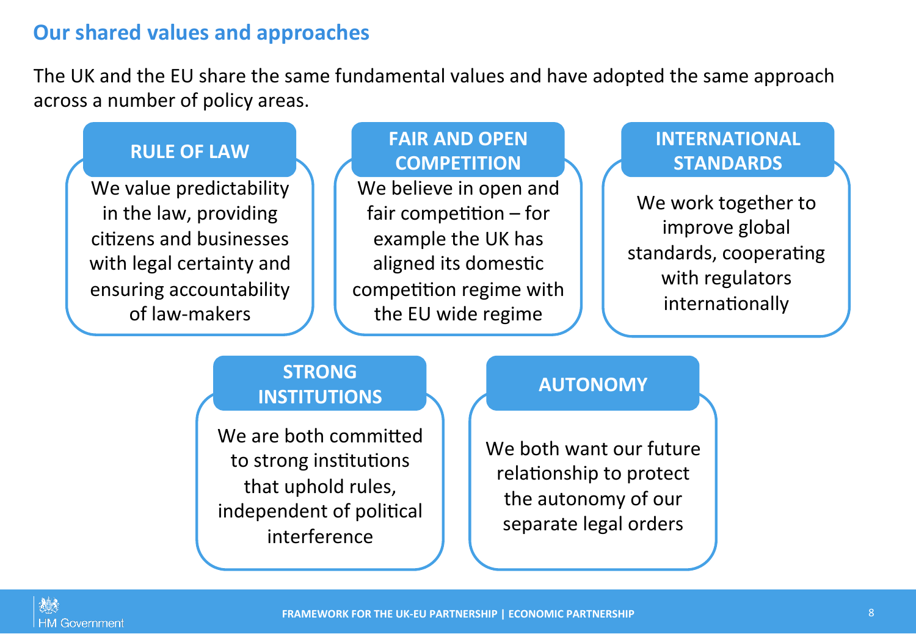## Our shared values and approaches

The UK and the EU share the same fundamental values and have adopted the same approach across a number of policy areas.

### RULE OF LAW

We value predictability in the law, providing citizens and businesses with legal certainty and ensuring accountability of law-makers

### FAIR AND OPEN COMPETITION

We believe in open and fair competition – for example the UK has aligned its domestic competition regime with the EU wide regime

### INTERNATIONAL STANDARDS

We work together to improve global standards, cooperating with regulators internationally

### STRONG INSTITUTIONS

We are both committed to strong institutions that uphold rules, independent of political interference

### AUTONOMY

We both want our future relationship to protect the autonomy of our separate legal orders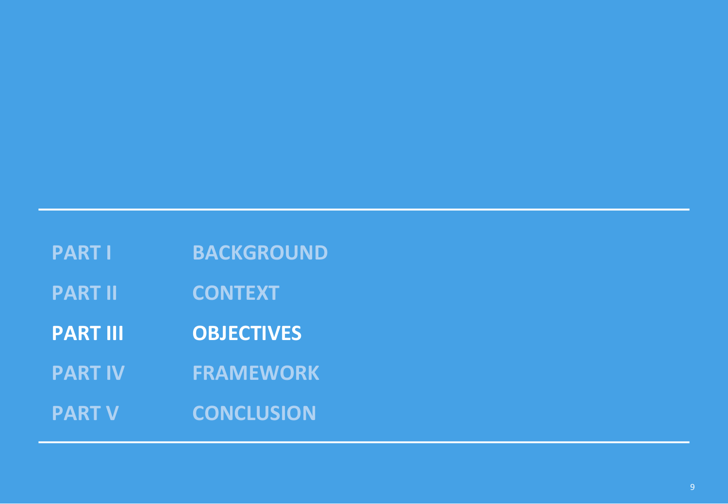| | |
|---|---|
| PART I | BACKGROUND |
| PART II | CONTEXT |
| **PART III** | **OBJECTIVES** |
| PART IV | FRAMEWORK |
| PART V | CONCLUSION |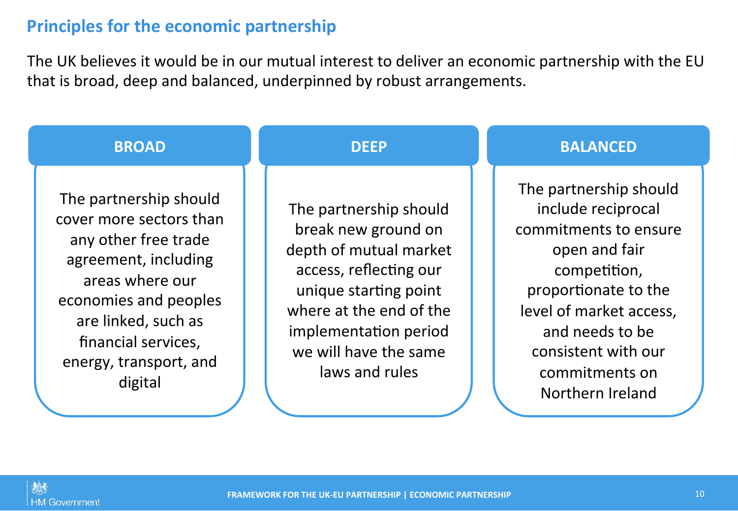## Principles for the economic partnership

The UK believes it would be in our mutual interest to deliver an economic partnership with the EU that is broad, deep and balanced, underpinned by robust arrangements.

### BROAD

The partnership should cover more sectors than any other free trade agreement, including areas where our economies and peoples are linked, such as financial services, energy, transport, and digital

### DEEP

The partnership should break new ground on depth of mutual market access, reflecting our unique starting point where at the end of the implementation period we will have the same laws and rules

### BALANCED

The partnership should include reciprocal commitments to ensure open and fair competition, proportionate to the level of market access, and needs to be consistent with our commitments on Northern Ireland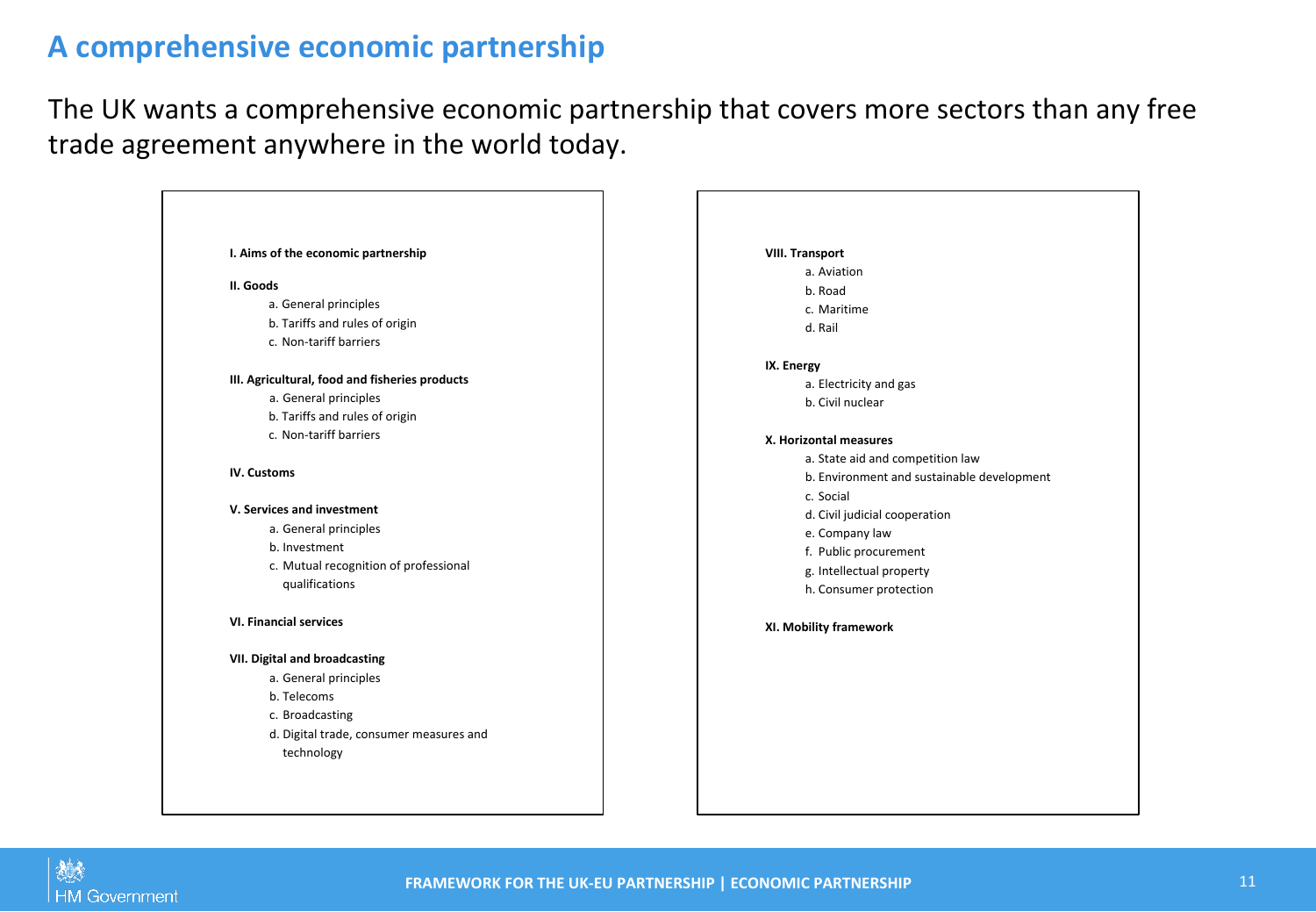# A comprehensive economic partnership

The UK wants a comprehensive economic partnership that covers more sectors than any free trade agreement anywhere in the world today.

**I. Aims of the economic partnership**

**II. Goods**

- a. General principles
- b. Tariffs and rules of origin
- c. Non-tariff barriers

**III. Agricultural, food and fisheries products**

- a. General principles
- b. Tariffs and rules of origin
- c. Non-tariff barriers

**IV. Customs**

**V. Services and investment**

- a. General principles
- b. Investment
- c. Mutual recognition of professional qualifications

**VI. Financial services**

**VII. Digital and broadcasting**

- a. General principles
- b. Telecoms
- c. Broadcasting
- d. Digital trade, consumer measures and technology

**VIII. Transport**

- a. Aviation
- b. Road
- c. Maritime
- d. Rail

**IX. Energy**

- a. Electricity and gas
- b. Civil nuclear

**X. Horizontal measures**

- a. State aid and competition law
- b. Environment and sustainable development
- c. Social
- d. Civil judicial cooperation
- e. Company law
- f. Public procurement
- g. Intellectual property
- h. Consumer protection

**XI. Mobility framework**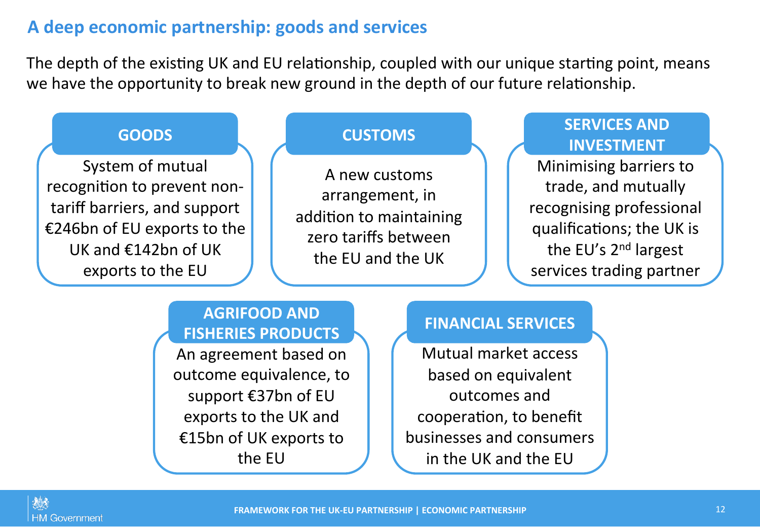## A deep economic partnership: goods and services

The depth of the existing UK and EU relationship, coupled with our unique starting point, means we have the opportunity to break new ground in the depth of our future relationship.

### GOODS

System of mutual recognition to prevent non-tariff barriers, and support €246bn of EU exports to the UK and €142bn of UK exports to the EU

### CUSTOMS

A new customs arrangement, in addition to maintaining zero tariffs between the EU and the UK

### SERVICES AND INVESTMENT

Minimising barriers to trade, and mutually recognising professional qualifications; the UK is the EU's 2nd largest services trading partner

### AGRIFOOD AND FISHERIES PRODUCTS

An agreement based on outcome equivalence, to support €37bn of EU exports to the UK and €15bn of UK exports to the EU

### FINANCIAL SERVICES

Mutual market access based on equivalent outcomes and cooperation, to benefit businesses and consumers in the UK and the EU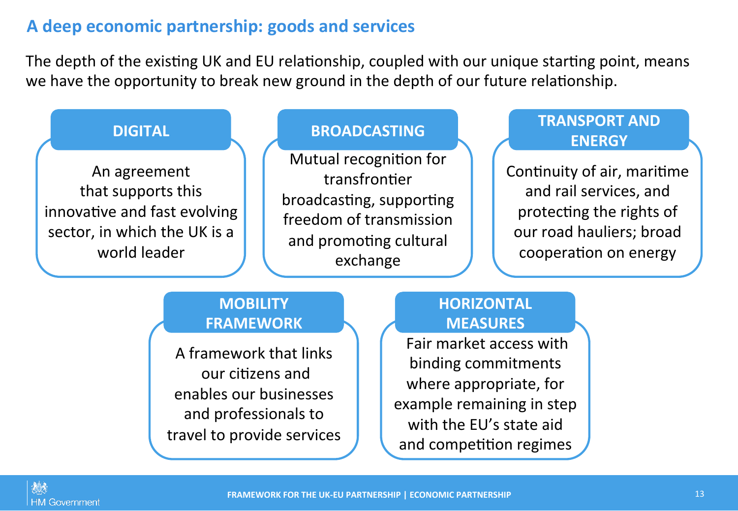## A deep economic partnership: goods and services

The depth of the existing UK and EU relationship, coupled with our unique starting point, means we have the opportunity to break new ground in the depth of our future relationship.

### DIGITAL

An agreement that supports this innovative and fast evolving sector, in which the UK is a world leader

### BROADCASTING

Mutual recognition for transfrontier broadcasting, supporting freedom of transmission and promoting cultural exchange

### TRANSPORT AND ENERGY

Continuity of air, maritime and rail services, and protecting the rights of our road hauliers; broad cooperation on energy

### MOBILITY FRAMEWORK

A framework that links our citizens and enables our businesses and professionals to travel to provide services

### HORIZONTAL MEASURES

Fair market access with binding commitments where appropriate, for example remaining in step with the EU's state aid and competition regimes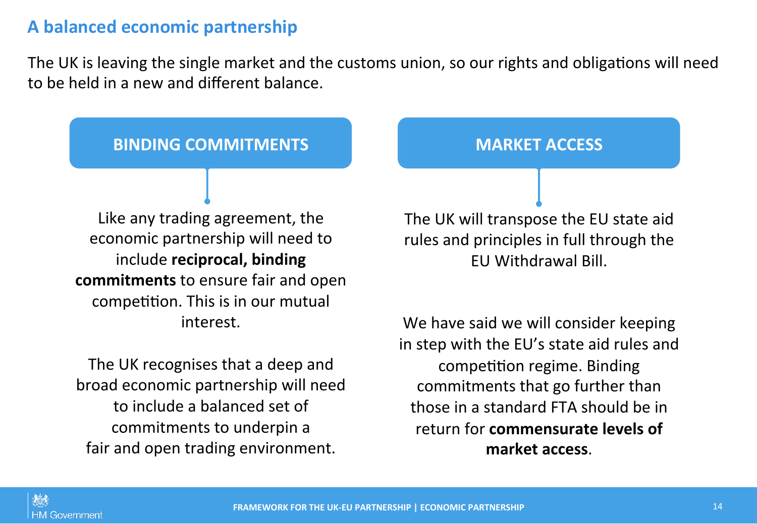## A balanced economic partnership

The UK is leaving the single market and the customs union, so our rights and obligations will need to be held in a new and different balance.

### BINDING COMMITMENTS

Like any trading agreement, the economic partnership will need to include **reciprocal, binding commitments** to ensure fair and open competition. This is in our mutual interest.

The UK recognises that a deep and broad economic partnership will need to include a balanced set of commitments to underpin a fair and open trading environment.

### MARKET ACCESS

The UK will transpose the EU state aid rules and principles in full through the EU Withdrawal Bill.

We have said we will consider keeping in step with the EU's state aid rules and competition regime. Binding commitments that go further than those in a standard FTA should be in return for **commensurate levels of market access**.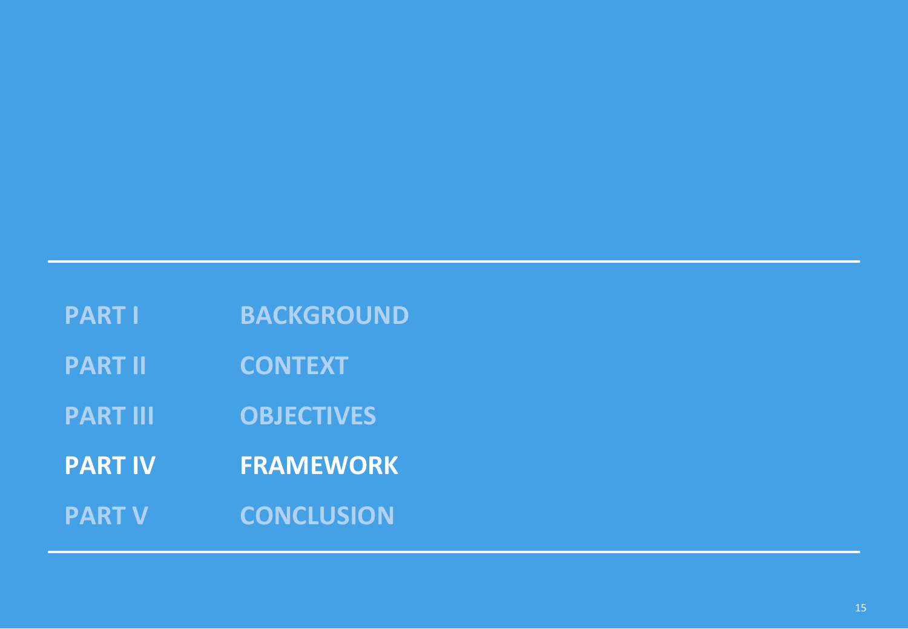| | |
|---|---|
| PART I | BACKGROUND |
| PART II | CONTEXT |
| PART III | OBJECTIVES |
| **PART IV** | **FRAMEWORK** |
| PART V | CONCLUSION |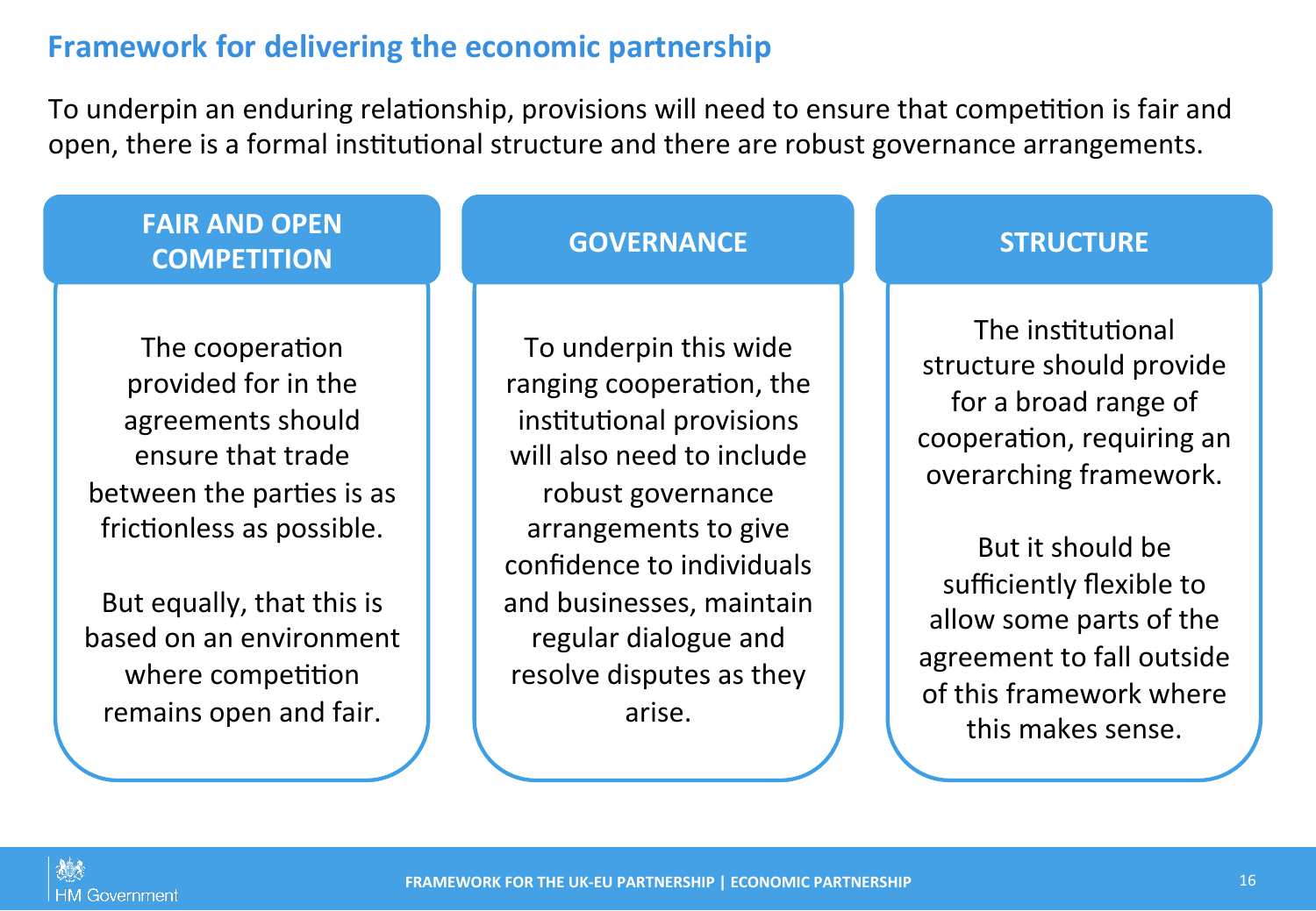## Framework for delivering the economic partnership

To underpin an enduring relationship, provisions will need to ensure that competition is fair and open, there is a formal institutional structure and there are robust governance arrangements.

### FAIR AND OPEN COMPETITION

The cooperation provided for in the agreements should ensure that trade between the parties is as frictionless as possible.

But equally, that this is based on an environment where competition remains open and fair.

### GOVERNANCE

To underpin this wide ranging cooperation, the institutional provisions will also need to include robust governance arrangements to give confidence to individuals and businesses, maintain regular dialogue and resolve disputes as they arise.

### STRUCTURE

The institutional structure should provide for a broad range of cooperation, requiring an overarching framework.

But it should be sufficiently flexible to allow some parts of the agreement to fall outside of this framework where this makes sense.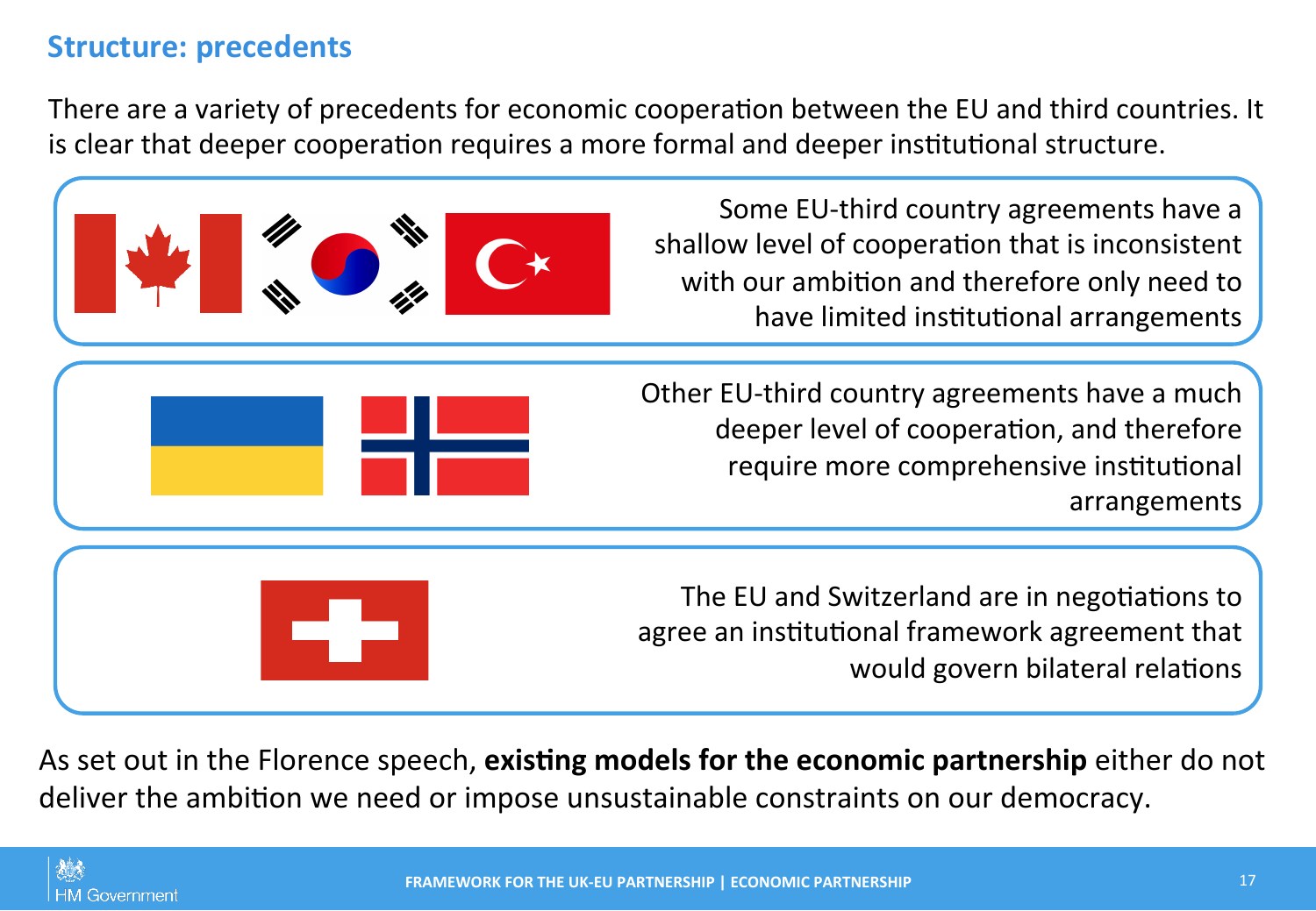## Structure: precedents

There are a variety of precedents for economic cooperation between the EU and third countries. It is clear that deeper cooperation requires a more formal and deeper institutional structure.

Some EU-third country agreements have a shallow level of cooperation that is inconsistent with our ambition and therefore only need to have limited institutional arrangements

Other EU-third country agreements have a much deeper level of cooperation, and therefore require more comprehensive institutional arrangements

The EU and Switzerland are in negotiations to agree an institutional framework agreement that would govern bilateral relations

As set out in the Florence speech, **existing models for the economic partnership** either do not deliver the ambition we need or impose unsustainable constraints on our democracy.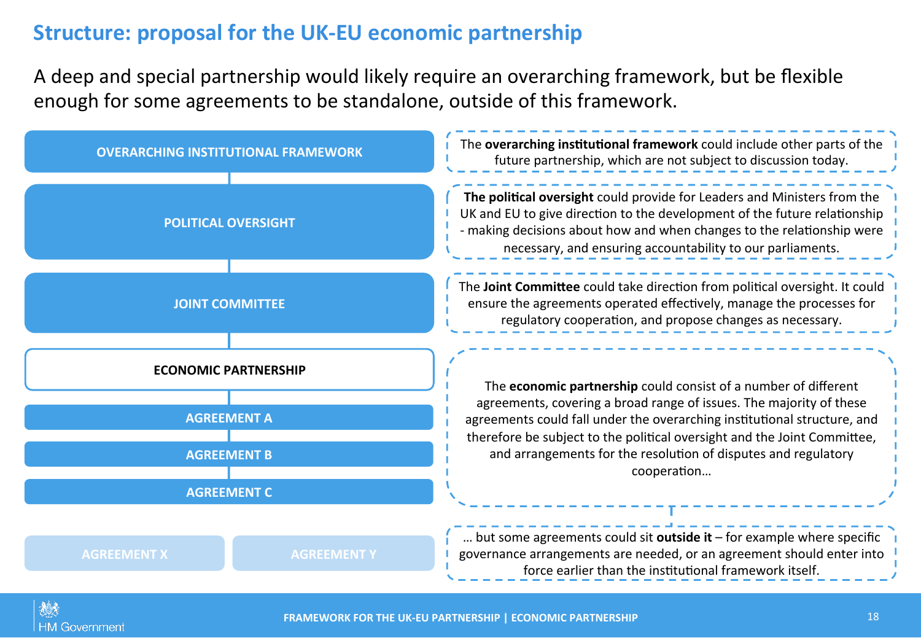## Structure: proposal for the UK-EU economic partnership

A deep and special partnership would likely require an overarching framework, but be flexible enough for some agreements to be standalone, outside of this framework.

- OVERARCHING INSTITUTIONAL FRAMEWORK
- POLITICAL OVERSIGHT
- JOINT COMMITTEE
- ECONOMIC PARTNERSHIP
  - AGREEMENT A
  - AGREEMENT B
  - AGREEMENT C
- AGREEMENT X
- AGREEMENT Y

The **overarching institutional framework** could include other parts of the future partnership, which are not subject to discussion today.

**The political oversight** could provide for Leaders and Ministers from the UK and EU to give direction to the development of the future relationship - making decisions about how and when changes to the relationship were necessary, and ensuring accountability to our parliaments.

The **Joint Committee** could take direction from political oversight. It could ensure the agreements operated effectively, manage the processes for regulatory cooperation, and propose changes as necessary.

The **economic partnership** could consist of a number of different agreements, covering a broad range of issues. The majority of these agreements could fall under the overarching institutional structure, and therefore be subject to the political oversight and the Joint Committee, and arrangements for the resolution of disputes and regulatory cooperation…

… but some agreements could sit **outside it** – for example where specific governance arrangements are needed, or an agreement should enter into force earlier than the institutional framework itself.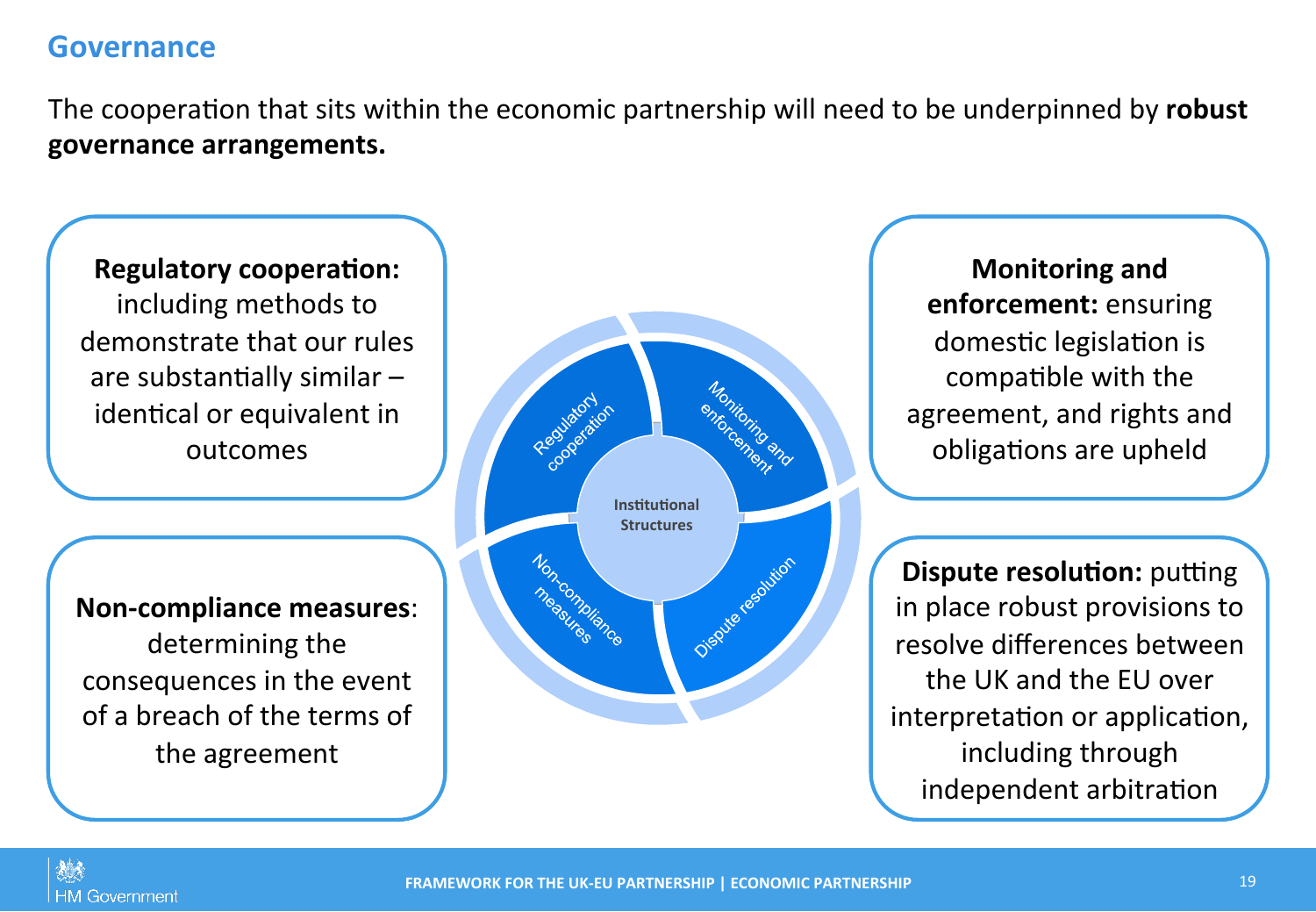## Governance

The cooperation that sits within the economic partnership will need to be underpinned by **robust governance arrangements.**

**Regulatory cooperation:** including methods to demonstrate that our rules are substantially similar – identical or equivalent in outcomes

**Monitoring and enforcement:** ensuring domestic legislation is compatible with the agreement, and rights and obligations are upheld

Regulatory cooperation

Monitoring and enforcement

Institutional Structures

Non-compliance measures

Dispute resolution

**Non-compliance measures**: determining the consequences in the event of a breach of the terms of the agreement

**Dispute resolution:** putting in place robust provisions to resolve differences between the UK and the EU over interpretation or application, including through independent arbitration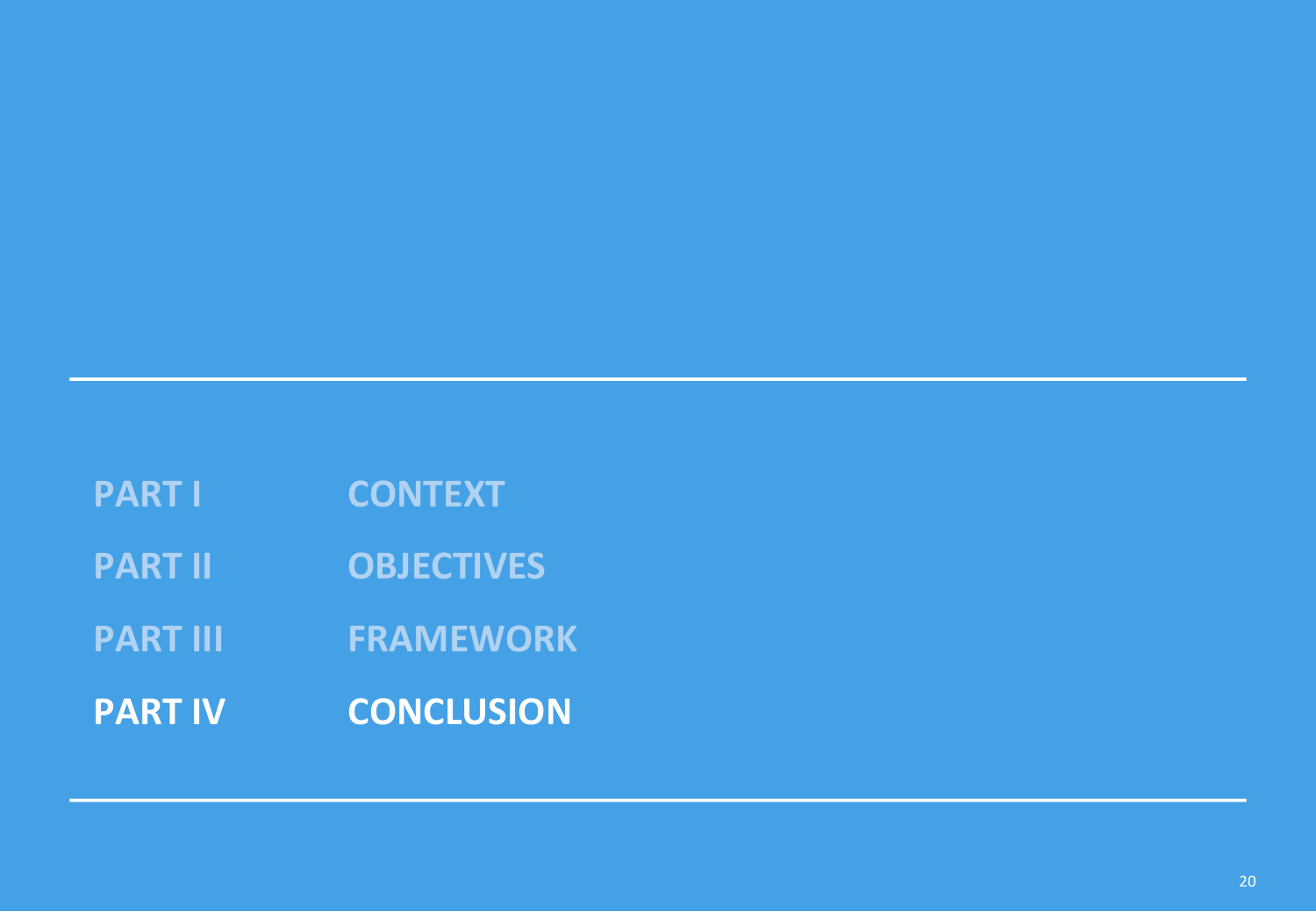PART I CONTEXT

PART II OBJECTIVES

PART III FRAMEWORK

**PART IV CONCLUSION**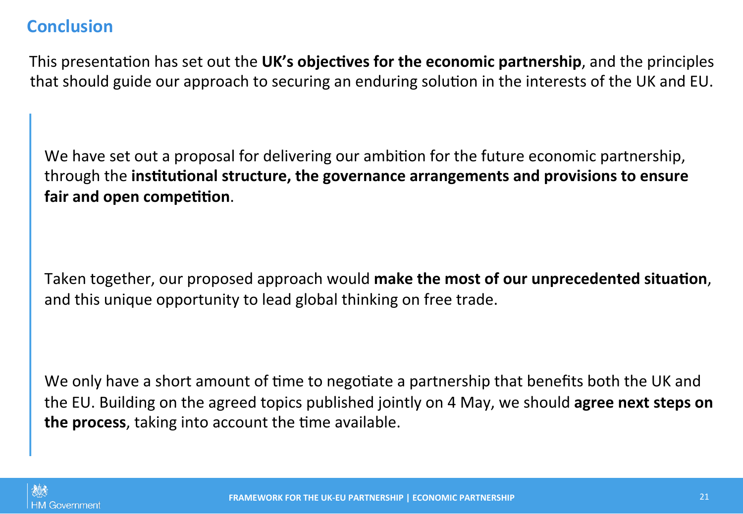## Conclusion

This presentation has set out the **UK's objectives for the economic partnership**, and the principles that should guide our approach to securing an enduring solution in the interests of the UK and EU.

We have set out a proposal for delivering our ambition for the future economic partnership, through the **institutional structure, the governance arrangements and provisions to ensure fair and open competition**.

Taken together, our proposed approach would **make the most of our unprecedented situation**, and this unique opportunity to lead global thinking on free trade.

We only have a short amount of time to negotiate a partnership that benefits both the UK and the EU. Building on the agreed topics published jointly on 4 May, we should **agree next steps on the process**, taking into account the time available.